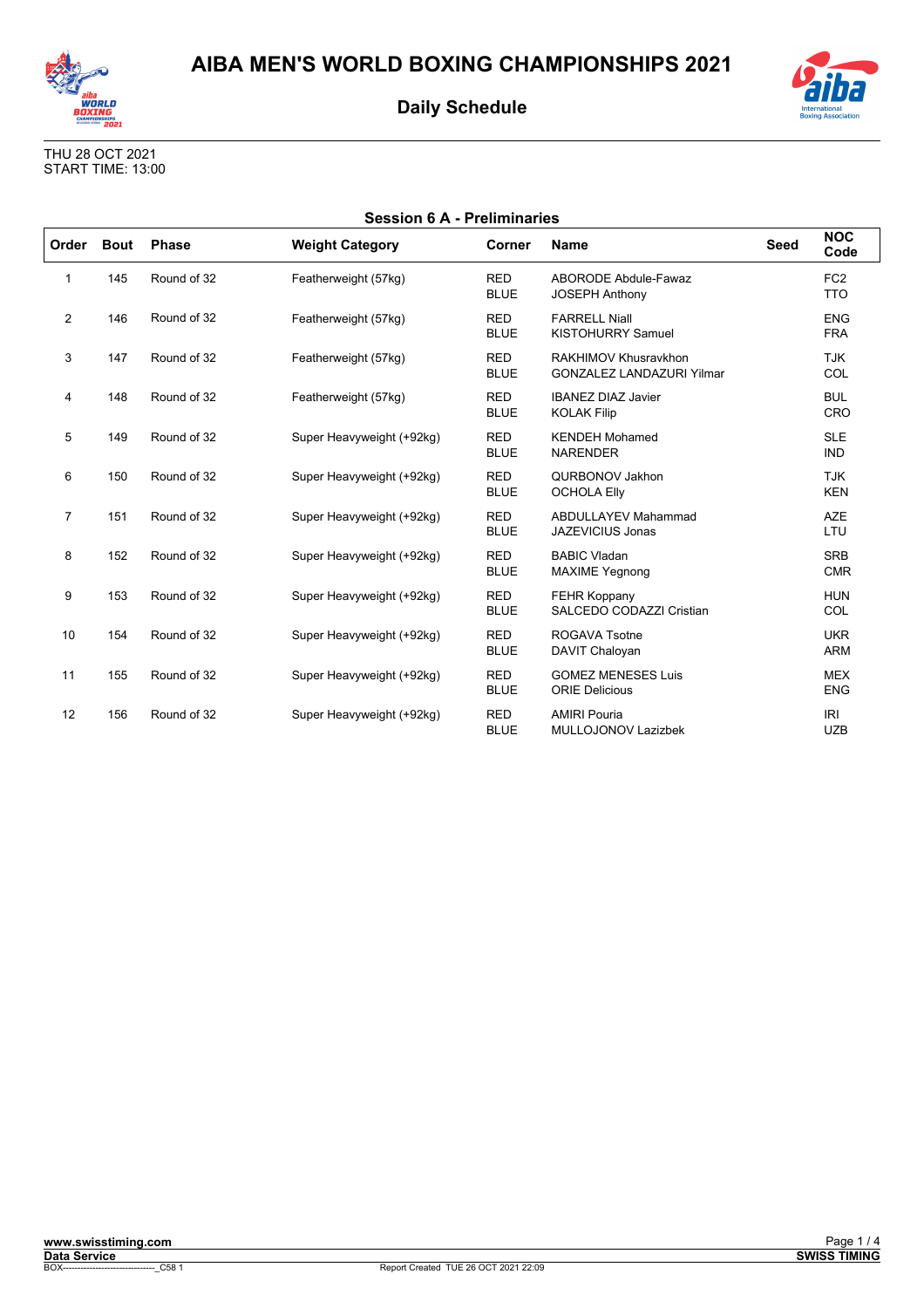# AIBA MEN'S WORLD BOXING CHAMPIONSHIPS 2021

## Daily Schedule

THU 28 OCT 2021
START TIME: 13:00

### Session 6 A - Preliminaries

| Order | Bout | Phase | Weight Category | Corner | Name | Seed | NOC Code |
|---|---|---|---|---|---|---|---|
| 1 | 145 | Round of 32 | Featherweight (57kg) | RED | ABORODE Abdule-Fawaz | | FC2 |
| | | | | BLUE | JOSEPH Anthony | | TTO |
| 2 | 146 | Round of 32 | Featherweight (57kg) | RED | FARRELL Niall | | ENG |
| | | | | BLUE | KISTOHURRY Samuel | | FRA |
| 3 | 147 | Round of 32 | Featherweight (57kg) | RED | RAKHIMOV Khusravkhon | | TJK |
| | | | | BLUE | GONZALEZ LANDAZURI Yilmar | | COL |
| 4 | 148 | Round of 32 | Featherweight (57kg) | RED | IBANEZ DIAZ Javier | | BUL |
| | | | | BLUE | KOLAK Filip | | CRO |
| 5 | 149 | Round of 32 | Super Heavyweight (+92kg) | RED | KENDEH Mohamed | | SLE |
| | | | | BLUE | NARENDER | | IND |
| 6 | 150 | Round of 32 | Super Heavyweight (+92kg) | RED | QURBONOV Jakhon | | TJK |
| | | | | BLUE | OCHOLA Elly | | KEN |
| 7 | 151 | Round of 32 | Super Heavyweight (+92kg) | RED | ABDULLAYEV Mahammad | | AZE |
| | | | | BLUE | JAZEVICIUS Jonas | | LTU |
| 8 | 152 | Round of 32 | Super Heavyweight (+92kg) | RED | BABIC Vladan | | SRB |
| | | | | BLUE | MAXIME Yegnong | | CMR |
| 9 | 153 | Round of 32 | Super Heavyweight (+92kg) | RED | FEHR Koppany | | HUN |
| | | | | BLUE | SALCEDO CODAZZI Cristian | | COL |
| 10 | 154 | Round of 32 | Super Heavyweight (+92kg) | RED | ROGAVA Tsotne | | UKR |
| | | | | BLUE | DAVIT Chaloyan | | ARM |
| 11 | 155 | Round of 32 | Super Heavyweight (+92kg) | RED | GOMEZ MENESES Luis | | MEX |
| | | | | BLUE | ORIE Delicious | | ENG |
| 12 | 156 | Round of 32 | Super Heavyweight (+92kg) | RED | AMIRI Pouria | | IRI |
| | | | | BLUE | MULLOJONOV Lazizbek | | UZB |

www.swisstiming.com
Data Service
BOX-------------------------------_C58 1
Report Created TUE 26 OCT 2021 22:09
SWISS TIMING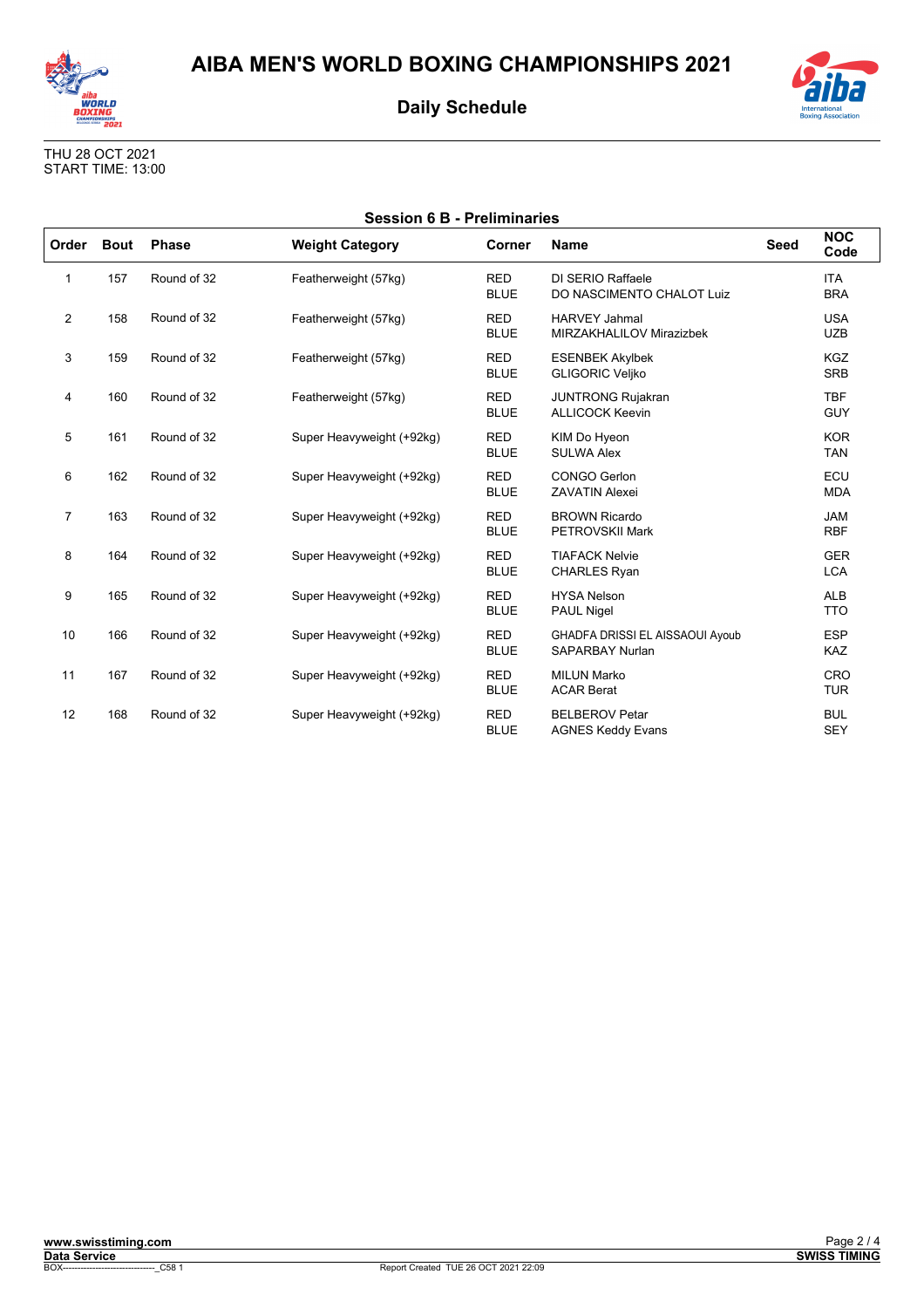# AIBA MEN'S WORLD BOXING CHAMPIONSHIPS 2021

## Daily Schedule

THU 28 OCT 2021
START TIME: 13:00

### Session 6 B - Preliminaries

| Order | Bout | Phase | Weight Category | Corner | Name | Seed | NOC Code |
|---|---|---|---|---|---|---|---|
| 1 | 157 | Round of 32 | Featherweight (57kg) | RED<br>BLUE | DI SERIO Raffaele<br>DO NASCIMENTO CHALOT Luiz | | ITA<br>BRA |
| 2 | 158 | Round of 32 | Featherweight (57kg) | RED<br>BLUE | HARVEY Jahmal<br>MIRZAKHALILOV Mirazizbek | | USA<br>UZB |
| 3 | 159 | Round of 32 | Featherweight (57kg) | RED<br>BLUE | ESENBEK Akylbek<br>GLIGORIC Veljko | | KGZ<br>SRB |
| 4 | 160 | Round of 32 | Featherweight (57kg) | RED<br>BLUE | JUNTRONG Rujakran<br>ALLICOCK Keevin | | TBF<br>GUY |
| 5 | 161 | Round of 32 | Super Heavyweight (+92kg) | RED<br>BLUE | KIM Do Hyeon<br>SULWA Alex | | KOR<br>TAN |
| 6 | 162 | Round of 32 | Super Heavyweight (+92kg) | RED<br>BLUE | CONGO Gerlon<br>ZAVATIN Alexei | | ECU<br>MDA |
| 7 | 163 | Round of 32 | Super Heavyweight (+92kg) | RED<br>BLUE | BROWN Ricardo<br>PETROVSKII Mark | | JAM<br>RBF |
| 8 | 164 | Round of 32 | Super Heavyweight (+92kg) | RED<br>BLUE | TIAFACK Nelvie<br>CHARLES Ryan | | GER<br>LCA |
| 9 | 165 | Round of 32 | Super Heavyweight (+92kg) | RED<br>BLUE | HYSA Nelson<br>PAUL Nigel | | ALB<br>TTO |
| 10 | 166 | Round of 32 | Super Heavyweight (+92kg) | RED<br>BLUE | GHADFA DRISSI EL AISSAOUI Ayoub<br>SAPARBAY Nurlan | | ESP<br>KAZ |
| 11 | 167 | Round of 32 | Super Heavyweight (+92kg) | RED<br>BLUE | MILUN Marko<br>ACAR Berat | | CRO<br>TUR |
| 12 | 168 | Round of 32 | Super Heavyweight (+92kg) | RED<br>BLUE | BELBEROV Petar<br>AGNES Keddy Evans | | BUL<br>SEY |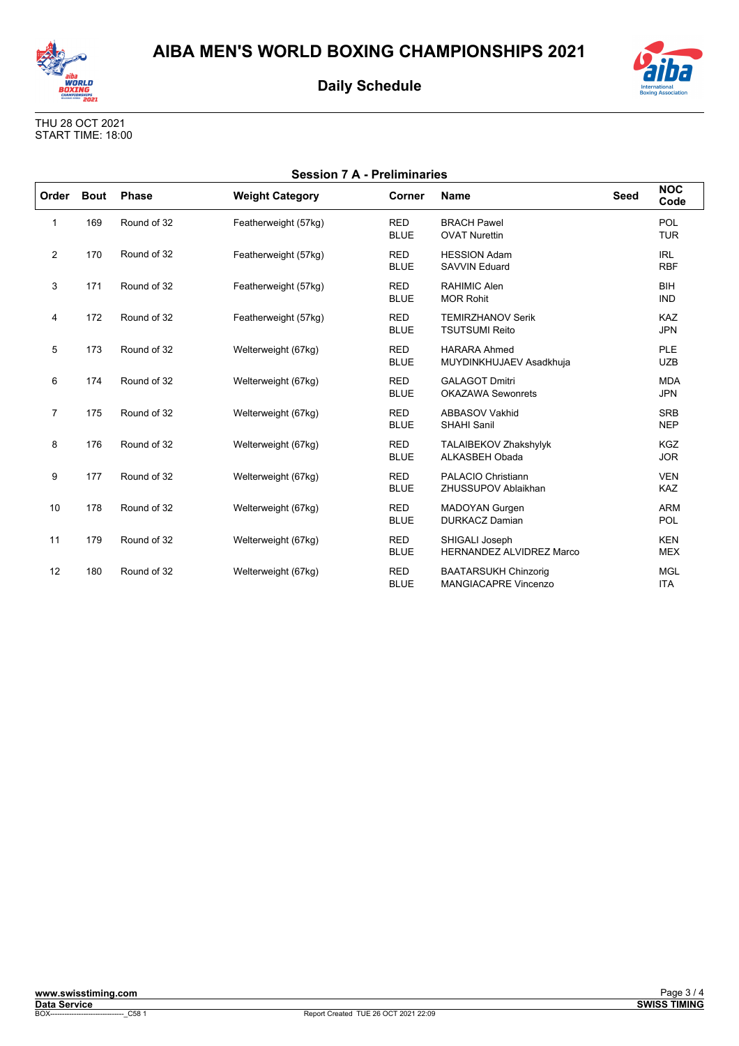# AIBA MEN'S WORLD BOXING CHAMPIONSHIPS 2021

## Daily Schedule

THU 28 OCT 2021
START TIME: 18:00

### Session 7 A - Preliminaries

| Order | Bout | Phase | Weight Category | Corner | Name | Seed | NOC Code |
|---|---|---|---|---|---|---|---|
| 1 | 169 | Round of 32 | Featherweight (57kg) | RED<br>BLUE | BRACH Pawel<br>OVAT Nurettin | | POL<br>TUR |
| 2 | 170 | Round of 32 | Featherweight (57kg) | RED<br>BLUE | HESSION Adam<br>SAVVIN Eduard | | IRL<br>RBF |
| 3 | 171 | Round of 32 | Featherweight (57kg) | RED<br>BLUE | RAHIMIC Alen<br>MOR Rohit | | BIH<br>IND |
| 4 | 172 | Round of 32 | Featherweight (57kg) | RED<br>BLUE | TEMIRZHANOV Serik<br>TSUTSUMI Reito | | KAZ<br>JPN |
| 5 | 173 | Round of 32 | Welterweight (67kg) | RED<br>BLUE | HARARA Ahmed<br>MUYDINKHUJAEV Asadkhuja | | PLE<br>UZB |
| 6 | 174 | Round of 32 | Welterweight (67kg) | RED<br>BLUE | GALAGOT Dmitri<br>OKAZAWA Sewonrets | | MDA<br>JPN |
| 7 | 175 | Round of 32 | Welterweight (67kg) | RED<br>BLUE | ABBASOV Vakhid<br>SHAHI Sanil | | SRB<br>NEP |
| 8 | 176 | Round of 32 | Welterweight (67kg) | RED<br>BLUE | TALAIBEKOV Zhakshylyk<br>ALKASBEH Obada | | KGZ<br>JOR |
| 9 | 177 | Round of 32 | Welterweight (67kg) | RED<br>BLUE | PALACIO Christiann<br>ZHUSSUPOV Ablaikhan | | VEN<br>KAZ |
| 10 | 178 | Round of 32 | Welterweight (67kg) | RED<br>BLUE | MADOYAN Gurgen<br>DURKACZ Damian | | ARM<br>POL |
| 11 | 179 | Round of 32 | Welterweight (67kg) | RED<br>BLUE | SHIGALI Joseph<br>HERNANDEZ ALVIDREZ Marco | | KEN<br>MEX |
| 12 | 180 | Round of 32 | Welterweight (67kg) | RED<br>BLUE | BAATARSUKH Chinzorig<br>MANGIACAPRE Vincenzo | | MGL<br>ITA |

www.swisstiming.com
Data Service
BOX-------------------------------_C58 1
Report Created TUE 26 OCT 2021 22:09
SWISS TIMING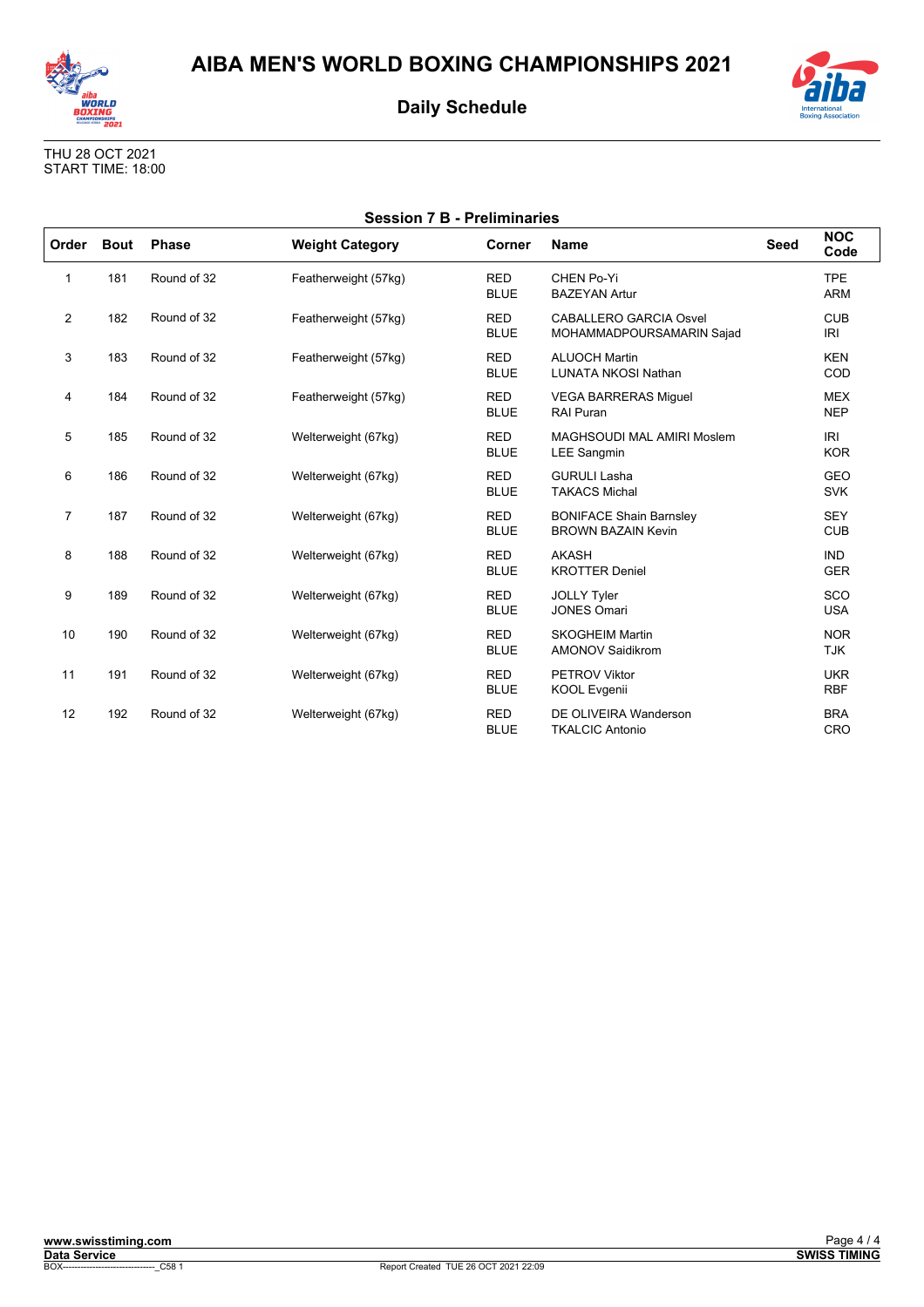# AIBA MEN'S WORLD BOXING CHAMPIONSHIPS 2021

## Daily Schedule

THU 28 OCT 2021
START TIME: 18:00

### Session 7 B - Preliminaries

| Order | Bout | Phase | Weight Category | Corner | Name | Seed | NOC Code |
|---|---|---|---|---|---|---|---|
| 1 | 181 | Round of 32 | Featherweight (57kg) | RED<br>BLUE | CHEN Po-Yi<br>BAZEYAN Artur | | TPE<br>ARM |
| 2 | 182 | Round of 32 | Featherweight (57kg) | RED<br>BLUE | CABALLERO GARCIA Osvel<br>MOHAMMADPOURSAMARIN Sajad | | CUB<br>IRI |
| 3 | 183 | Round of 32 | Featherweight (57kg) | RED<br>BLUE | ALUOCH Martin<br>LUNATA NKOSI Nathan | | KEN<br>COD |
| 4 | 184 | Round of 32 | Featherweight (57kg) | RED<br>BLUE | VEGA BARRERAS Miguel<br>RAI Puran | | MEX<br>NEP |
| 5 | 185 | Round of 32 | Welterweight (67kg) | RED<br>BLUE | MAGHSOUDI MAL AMIRI Moslem<br>LEE Sangmin | | IRI<br>KOR |
| 6 | 186 | Round of 32 | Welterweight (67kg) | RED<br>BLUE | GURULI Lasha<br>TAKACS Michal | | GEO<br>SVK |
| 7 | 187 | Round of 32 | Welterweight (67kg) | RED<br>BLUE | BONIFACE Shain Barnsley<br>BROWN BAZAIN Kevin | | SEY<br>CUB |
| 8 | 188 | Round of 32 | Welterweight (67kg) | RED<br>BLUE | AKASH<br>KROTTER Deniel | | IND<br>GER |
| 9 | 189 | Round of 32 | Welterweight (67kg) | RED<br>BLUE | JOLLY Tyler<br>JONES Omari | | SCO<br>USA |
| 10 | 190 | Round of 32 | Welterweight (67kg) | RED<br>BLUE | SKOGHEIM Martin<br>AMONOV Saidikrom | | NOR<br>TJK |
| 11 | 191 | Round of 32 | Welterweight (67kg) | RED<br>BLUE | PETROV Viktor<br>KOOL Evgenii | | UKR<br>RBF |
| 12 | 192 | Round of 32 | Welterweight (67kg) | RED<br>BLUE | DE OLIVEIRA Wanderson<br>TKALCIC Antonio | | BRA<br>CRO |

www.swisstiming.com
Data Service
BOX-------------------------------_C58 1
Report Created TUE 26 OCT 2021 22:09
SWISS TIMING